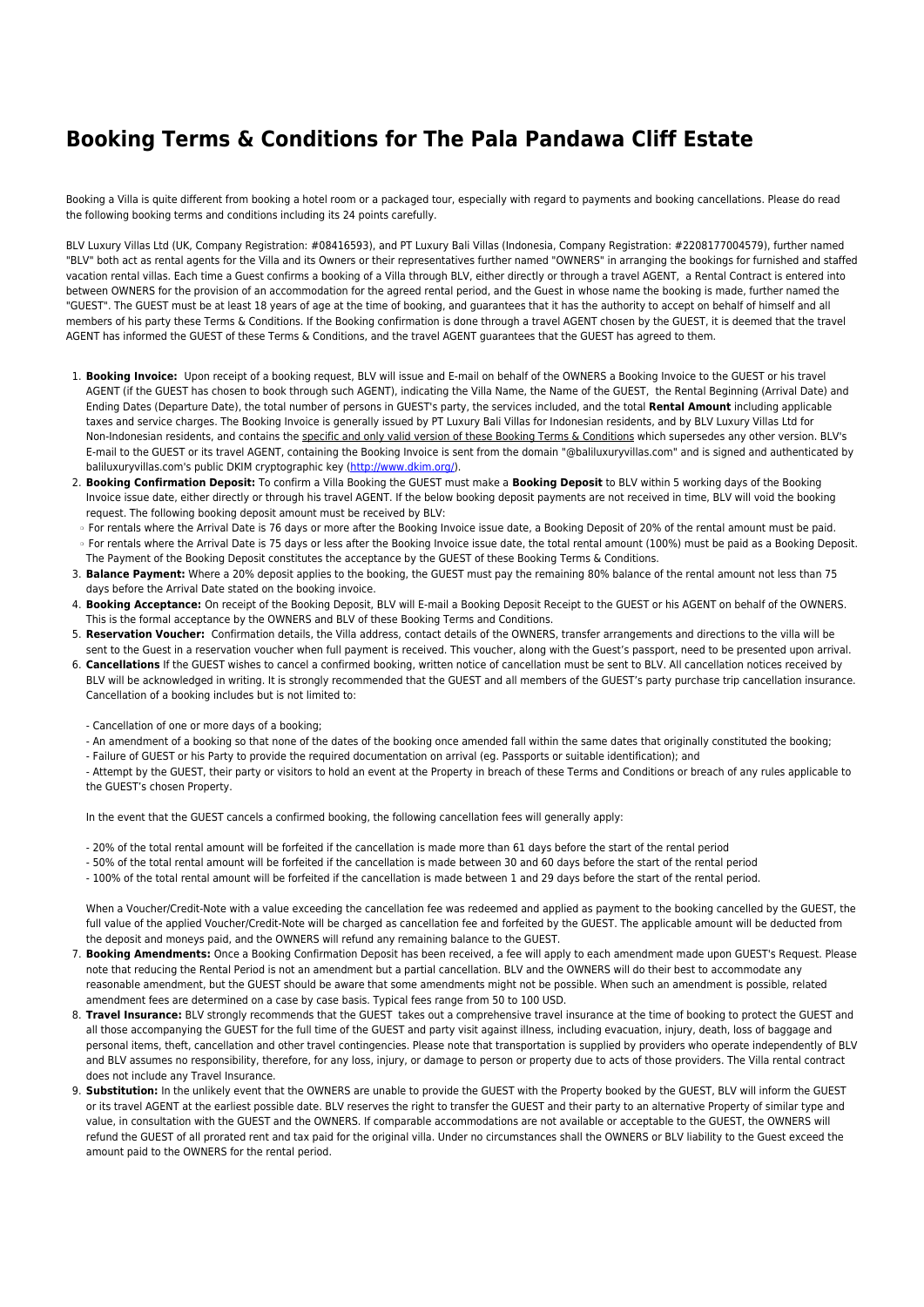# Booking Terms & Conditions for The Pala Pandawa Cliff Estate

Booking a Villa is quite different from booking a hotel room or a packaged tour, especially with regard to payments and booking cancellations. Please do read the following booking terms and conditions including its 24 points carefully.

BLV Luxury Villas Ltd (UK, Company Registration: #08416593), and PT Luxury Bali Villas (Indonesia, Company Registration: #2208177004579), further named "BLV" both act as rental agents for the Villa and its Owners or their representatives further named "OWNERS" in arranging the bookings for furnished and staffed vacation rental villas. Each time a Guest confirms a booking of a Villa through BLV, either directly or through a travel AGENT, a Rental Contract is entered into between OWNERS for the provision of an accommodation for the agreed rental period, and the Guest in whose name the booking is made, further named the "GUEST". The GUEST must be at least 18 years of age at the time of booking, and guarantees that it has the authority to accept on behalf of himself and all members of his party these Terms & Conditions. If the Booking confirmation is done through a travel AGENT chosen by the GUEST, it is deemed that the travel AGENT has informed the GUEST of these Terms & Conditions, and the travel AGENT guarantees that the GUEST has agreed to them.

1. **Booking Invoice:** Upon receipt of a booking request, BLV will issue and E-mail on behalf of the OWNERS a Booking Invoice to the GUEST or his travel AGENT (if the GUEST has chosen to book through such AGENT), indicating the Villa Name, the Name of the GUEST, the Rental Beginning (Arrival Date) and Ending Dates (Departure Date), the total number of persons in GUEST's party, the services included, and the total **Rental Amount** including applicable taxes and service charges. The Booking Invoice is generally issued by PT Luxury Bali Villas for Indonesian residents, and by BLV Luxury Villas Ltd for Non-Indonesian residents, and contains the specific and only valid version of these Booking Terms & Conditions which supersedes any other version. BLV's E-mail to the GUEST or its travel AGENT, containing the Booking Invoice is sent from the domain "@baliluxuryvillas.com" and is signed and authenticated by baliluxuryvillas.com's public DKIM cryptographic key ([http://www.dkim.org/](http://www.dkim.org/)).
2. **Booking Confirmation Deposit:** To confirm a Villa Booking the GUEST must make a **Booking Deposit** to BLV within 5 working days of the Booking Invoice issue date, either directly or through his travel AGENT. If the below booking deposit payments are not received in time, BLV will void the booking request. The following booking deposit amount must be received by BLV:
   - For rentals where the Arrival Date is 76 days or more after the Booking Invoice issue date, a Booking Deposit of 20% of the rental amount must be paid.
   - For rentals where the Arrival Date is 75 days or less after the Booking Invoice issue date, the total rental amount (100%) must be paid as a Booking Deposit.

   The Payment of the Booking Deposit constitutes the acceptance by the GUEST of these Booking Terms & Conditions.
3. **Balance Payment:** Where a 20% deposit applies to the booking, the GUEST must pay the remaining 80% balance of the rental amount not less than 75 days before the Arrival Date stated on the booking invoice.
4. **Booking Acceptance:** On receipt of the Booking Deposit, BLV will E-mail a Booking Deposit Receipt to the GUEST or his AGENT on behalf of the OWNERS. This is the formal acceptance by the OWNERS and BLV of these Booking Terms and Conditions.
5. **Reservation Voucher:** Confirmation details, the Villa address, contact details of the OWNERS, transfer arrangements and directions to the villa will be sent to the Guest in a reservation voucher when full payment is received. This voucher, along with the Guest's passport, need to be presented upon arrival.
6. **Cancellations** If the GUEST wishes to cancel a confirmed booking, written notice of cancellation must be sent to BLV. All cancellation notices received by BLV will be acknowledged in writing. It is strongly recommended that the GUEST and all members of the GUEST's party purchase trip cancellation insurance. Cancellation of a booking includes but is not limited to:

   - Cancellation of one or more days of a booking;
   - An amendment of a booking so that none of the dates of the booking once amended fall within the same dates that originally constituted the booking;
   - Failure of GUEST or his Party to provide the required documentation on arrival (eg. Passports or suitable identification); and
   - Attempt by the GUEST, their party or visitors to hold an event at the Property in breach of these Terms and Conditions or breach of any rules applicable to the GUEST's chosen Property.

   In the event that the GUEST cancels a confirmed booking, the following cancellation fees will generally apply:

   - 20% of the total rental amount will be forfeited if the cancellation is made more than 61 days before the start of the rental period
   - 50% of the total rental amount will be forfeited if the cancellation is made between 30 and 60 days before the start of the rental period
   - 100% of the total rental amount will be forfeited if the cancellation is made between 1 and 29 days before the start of the rental period.

   When a Voucher/Credit-Note with a value exceeding the cancellation fee was redeemed and applied as payment to the booking cancelled by the GUEST, the full value of the applied Voucher/Credit-Note will be charged as cancellation fee and forfeited by the GUEST. The applicable amount will be deducted from the deposit and moneys paid, and the OWNERS will refund any remaining balance to the GUEST.
7. **Booking Amendments:** Once a Booking Confirmation Deposit has been received, a fee will apply to each amendment made upon GUEST's Request. Please note that reducing the Rental Period is not an amendment but a partial cancellation. BLV and the OWNERS will do their best to accommodate any reasonable amendment, but the GUEST should be aware that some amendments might not be possible. When such an amendment is possible, related amendment fees are determined on a case by case basis. Typical fees range from 50 to 100 USD.
8. **Travel Insurance:** BLV strongly recommends that the GUEST takes out a comprehensive travel insurance at the time of booking to protect the GUEST and all those accompanying the GUEST for the full time of the GUEST and party visit against illness, including evacuation, injury, death, loss of baggage and personal items, theft, cancellation and other travel contingencies. Please note that transportation is supplied by providers who operate independently of BLV and BLV assumes no responsibility, therefore, for any loss, injury, or damage to person or property due to acts of those providers. The Villa rental contract does not include any Travel Insurance.
9. **Substitution:** In the unlikely event that the OWNERS are unable to provide the GUEST with the Property booked by the GUEST, BLV will inform the GUEST or its travel AGENT at the earliest possible date. BLV reserves the right to transfer the GUEST and their party to an alternative Property of similar type and value, in consultation with the GUEST and the OWNERS. If comparable accommodations are not available or acceptable to the GUEST, the OWNERS will refund the GUEST of all prorated rent and tax paid for the original villa. Under no circumstances shall the OWNERS or BLV liability to the Guest exceed the amount paid to the OWNERS for the rental period.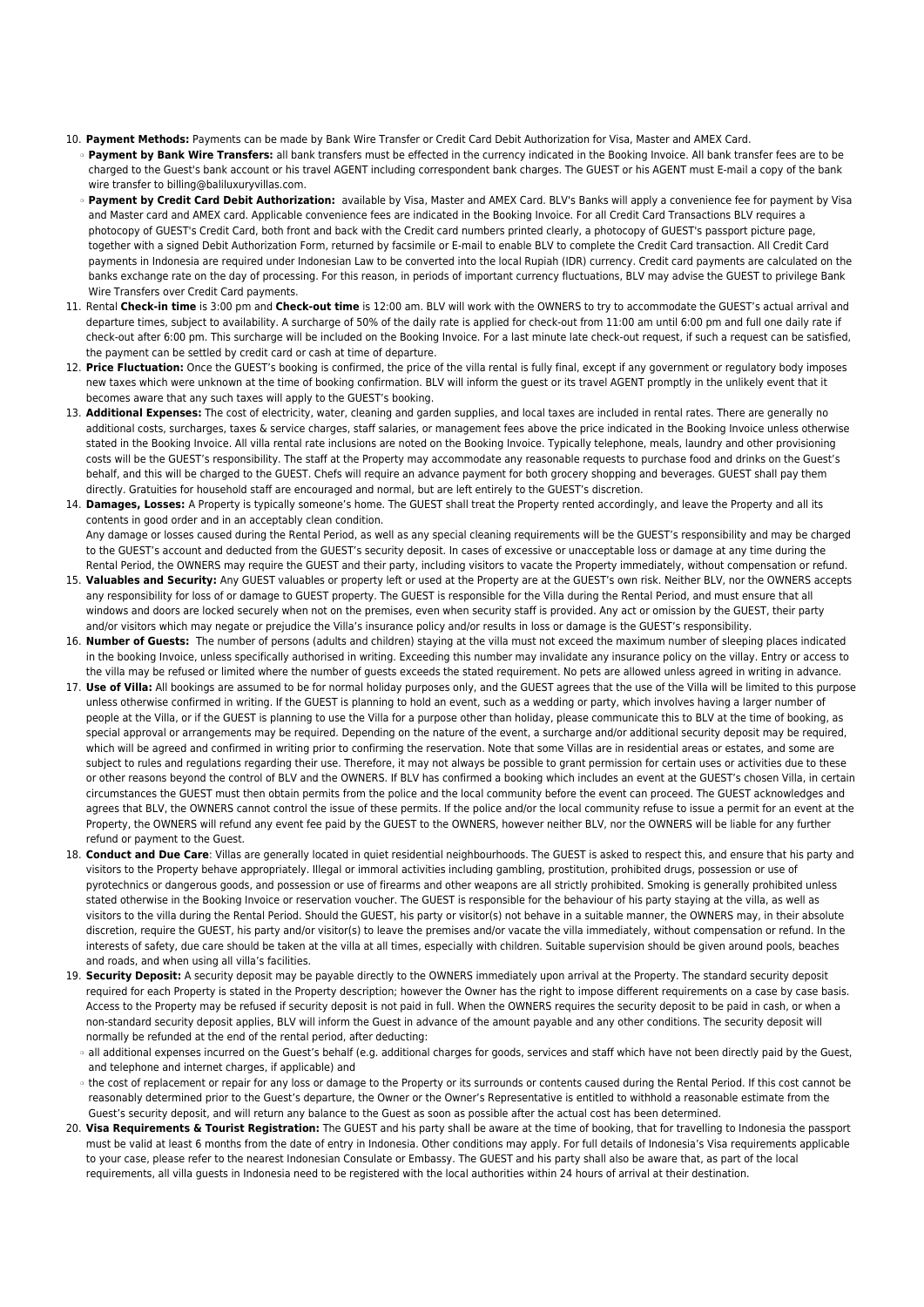10. **Payment Methods:** Payments can be made by Bank Wire Transfer or Credit Card Debit Authorization for Visa, Master and AMEX Card.
    - **Payment by Bank Wire Transfers:** all bank transfers must be effected in the currency indicated in the Booking Invoice. All bank transfer fees are to be charged to the Guest's bank account or his travel AGENT including correspondent bank charges. The GUEST or his AGENT must E-mail a copy of the bank wire transfer to billing@baliluxuryvillas.com.
    - **Payment by Credit Card Debit Authorization:** available by Visa, Master and AMEX Card. BLV's Banks will apply a convenience fee for payment by Visa and Master card and AMEX card. Applicable convenience fees are indicated in the Booking Invoice. For all Credit Card Transactions BLV requires a photocopy of GUEST's Credit Card, both front and back with the Credit card numbers printed clearly, a photocopy of GUEST's passport picture page, together with a signed Debit Authorization Form, returned by facsimile or E-mail to enable BLV to complete the Credit Card transaction. All Credit Card payments in Indonesia are required under Indonesian Law to be converted into the local Rupiah (IDR) currency. Credit card payments are calculated on the banks exchange rate on the day of processing. For this reason, in periods of important currency fluctuations, BLV may advise the GUEST to privilege Bank Wire Transfers over Credit Card payments.
11. Rental **Check-in time** is 3:00 pm and **Check-out time** is 12:00 am. BLV will work with the OWNERS to try to accommodate the GUEST's actual arrival and departure times, subject to availability. A surcharge of 50% of the daily rate is applied for check-out from 11:00 am until 6:00 pm and full one daily rate if check-out after 6:00 pm. This surcharge will be included on the Booking Invoice. For a last minute late check-out request, if such a request can be satisfied, the payment can be settled by credit card or cash at time of departure.
12. **Price Fluctuation:** Once the GUEST's booking is confirmed, the price of the villa rental is fully final, except if any government or regulatory body imposes new taxes which were unknown at the time of booking confirmation. BLV will inform the guest or its travel AGENT promptly in the unlikely event that it becomes aware that any such taxes will apply to the GUEST's booking.
13. **Additional Expenses:** The cost of electricity, water, cleaning and garden supplies, and local taxes are included in rental rates. There are generally no additional costs, surcharges, taxes & service charges, staff salaries, or management fees above the price indicated in the Booking Invoice unless otherwise stated in the Booking Invoice. All villa rental rate inclusions are noted on the Booking Invoice. Typically telephone, meals, laundry and other provisioning costs will be the GUEST's responsibility. The staff at the Property may accommodate any reasonable requests to purchase food and drinks on the Guest's behalf, and this will be charged to the GUEST. Chefs will require an advance payment for both grocery shopping and beverages. GUEST shall pay them directly. Gratuities for household staff are encouraged and normal, but are left entirely to the GUEST's discretion.
14. **Damages, Losses:** A Property is typically someone's home. The GUEST shall treat the Property rented accordingly, and leave the Property and all its contents in good order and in an acceptably clean condition.
    Any damage or losses caused during the Rental Period, as well as any special cleaning requirements will be the GUEST's responsibility and may be charged to the GUEST's account and deducted from the GUEST's security deposit. In cases of excessive or unacceptable loss or damage at any time during the Rental Period, the OWNERS may require the GUEST and their party, including visitors to vacate the Property immediately, without compensation or refund.
15. **Valuables and Security:** Any GUEST valuables or property left or used at the Property are at the GUEST's own risk. Neither BLV, nor the OWNERS accepts any responsibility for loss of or damage to GUEST property. The GUEST is responsible for the Villa during the Rental Period, and must ensure that all windows and doors are locked securely when not on the premises, even when security staff is provided. Any act or omission by the GUEST, their party and/or visitors which may negate or prejudice the Villa's insurance policy and/or results in loss or damage is the GUEST's responsibility.
16. **Number of Guests:** The number of persons (adults and children) staying at the villa must not exceed the maximum number of sleeping places indicated in the booking Invoice, unless specifically authorised in writing. Exceeding this number may invalidate any insurance policy on the villay. Entry or access to the villa may be refused or limited where the number of guests exceeds the stated requirement. No pets are allowed unless agreed in writing in advance.
17. **Use of Villa:** All bookings are assumed to be for normal holiday purposes only, and the GUEST agrees that the use of the Villa will be limited to this purpose unless otherwise confirmed in writing. If the GUEST is planning to hold an event, such as a wedding or party, which involves having a larger number of people at the Villa, or if the GUEST is planning to use the Villa for a purpose other than holiday, please communicate this to BLV at the time of booking, as special approval or arrangements may be required. Depending on the nature of the event, a surcharge and/or additional security deposit may be required, which will be agreed and confirmed in writing prior to confirming the reservation. Note that some Villas are in residential areas or estates, and some are subject to rules and regulations regarding their use. Therefore, it may not always be possible to grant permission for certain uses or activities due to these or other reasons beyond the control of BLV and the OWNERS. If BLV has confirmed a booking which includes an event at the GUEST's chosen Villa, in certain circumstances the GUEST must then obtain permits from the police and the local community before the event can proceed. The GUEST acknowledges and agrees that BLV, the OWNERS cannot control the issue of these permits. If the police and/or the local community refuse to issue a permit for an event at the Property, the OWNERS will refund any event fee paid by the GUEST to the OWNERS, however neither BLV, nor the OWNERS will be liable for any further refund or payment to the Guest.
18. **Conduct and Due Care**: Villas are generally located in quiet residential neighbourhoods. The GUEST is asked to respect this, and ensure that his party and visitors to the Property behave appropriately. Illegal or immoral activities including gambling, prostitution, prohibited drugs, possession or use of pyrotechnics or dangerous goods, and possession or use of firearms and other weapons are all strictly prohibited. Smoking is generally prohibited unless stated otherwise in the Booking Invoice or reservation voucher. The GUEST is responsible for the behaviour of his party staying at the villa, as well as visitors to the villa during the Rental Period. Should the GUEST, his party or visitor(s) not behave in a suitable manner, the OWNERS may, in their absolute discretion, require the GUEST, his party and/or visitor(s) to leave the premises and/or vacate the villa immediately, without compensation or refund. In the interests of safety, due care should be taken at the villa at all times, especially with children. Suitable supervision should be given around pools, beaches and roads, and when using all villa's facilities.
19. **Security Deposit:** A security deposit may be payable directly to the OWNERS immediately upon arrival at the Property. The standard security deposit required for each Property is stated in the Property description; however the Owner has the right to impose different requirements on a case by case basis. Access to the Property may be refused if security deposit is not paid in full. When the OWNERS requires the security deposit to be paid in cash, or when a non-standard security deposit applies, BLV will inform the Guest in advance of the amount payable and any other conditions. The security deposit will normally be refunded at the end of the rental period, after deducting:
    - all additional expenses incurred on the Guest's behalf (e.g. additional charges for goods, services and staff which have not been directly paid by the Guest, and telephone and internet charges, if applicable) and
    - the cost of replacement or repair for any loss or damage to the Property or its surrounds or contents caused during the Rental Period. If this cost cannot be reasonably determined prior to the Guest's departure, the Owner or the Owner's Representative is entitled to withhold a reasonable estimate from the Guest's security deposit, and will return any balance to the Guest as soon as possible after the actual cost has been determined.
20. **Visa Requirements & Tourist Registration:** The GUEST and his party shall be aware at the time of booking, that for travelling to Indonesia the passport must be valid at least 6 months from the date of entry in Indonesia. Other conditions may apply. For full details of Indonesia's Visa requirements applicable to your case, please refer to the nearest Indonesian Consulate or Embassy. The GUEST and his party shall also be aware that, as part of the local requirements, all villa guests in Indonesia need to be registered with the local authorities within 24 hours of arrival at their destination.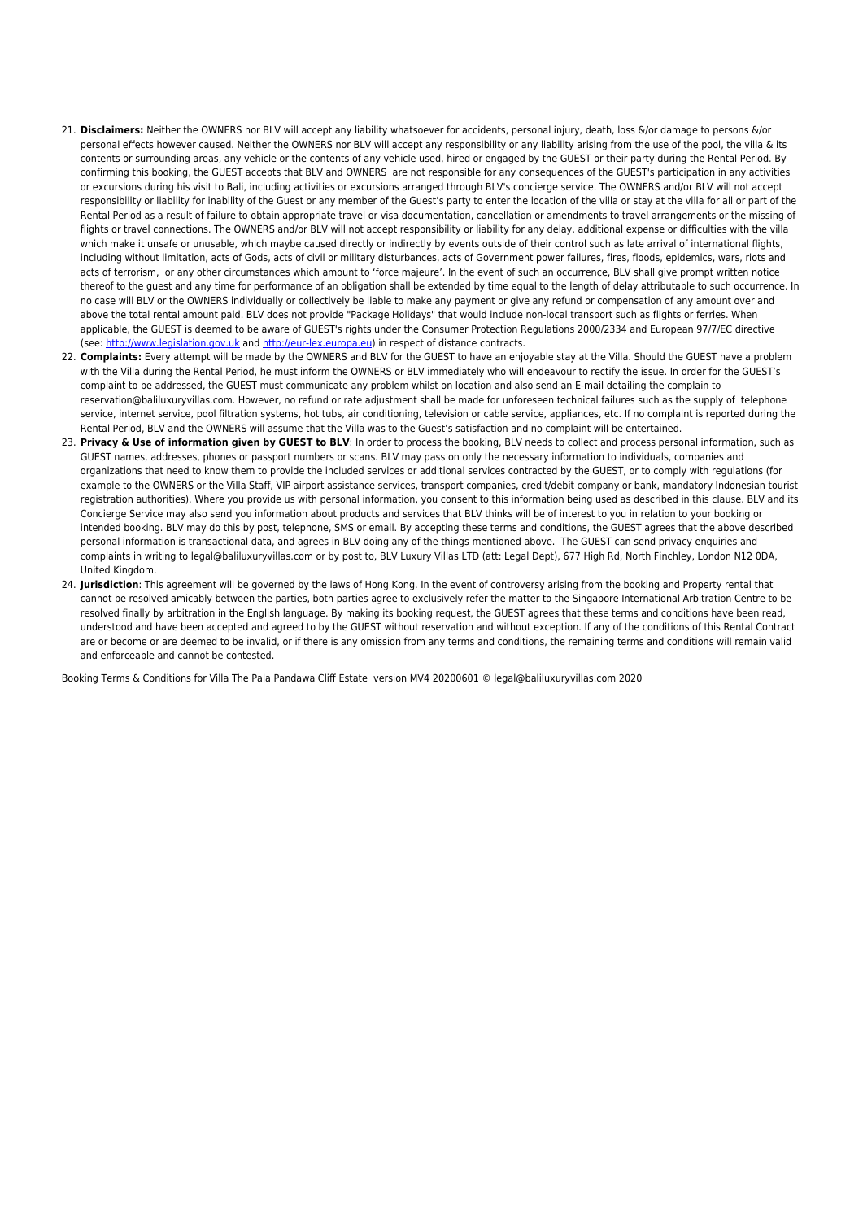21. **Disclaimers:** Neither the OWNERS nor BLV will accept any liability whatsoever for accidents, personal injury, death, loss &/or damage to persons &/or personal effects however caused. Neither the OWNERS nor BLV will accept any responsibility or any liability arising from the use of the pool, the villa & its contents or surrounding areas, any vehicle or the contents of any vehicle used, hired or engaged by the GUEST or their party during the Rental Period. By confirming this booking, the GUEST accepts that BLV and OWNERS are not responsible for any consequences of the GUEST's participation in any activities or excursions during his visit to Bali, including activities or excursions arranged through BLV's concierge service. The OWNERS and/or BLV will not accept responsibility or liability for inability of the Guest or any member of the Guest's party to enter the location of the villa or stay at the villa for all or part of the Rental Period as a result of failure to obtain appropriate travel or visa documentation, cancellation or amendments to travel arrangements or the missing of flights or travel connections. The OWNERS and/or BLV will not accept responsibility or liability for any delay, additional expense or difficulties with the villa which make it unsafe or unusable, which maybe caused directly or indirectly by events outside of their control such as late arrival of international flights, including without limitation, acts of Gods, acts of civil or military disturbances, acts of Government power failures, fires, floods, epidemics, wars, riots and acts of terrorism, or any other circumstances which amount to 'force majeure'. In the event of such an occurrence, BLV shall give prompt written notice thereof to the guest and any time for performance of an obligation shall be extended by time equal to the length of delay attributable to such occurrence. In no case will BLV or the OWNERS individually or collectively be liable to make any payment or give any refund or compensation of any amount over and above the total rental amount paid. BLV does not provide "Package Holidays" that would include non-local transport such as flights or ferries. When applicable, the GUEST is deemed to be aware of GUEST's rights under the Consumer Protection Regulations 2000/2334 and European 97/7/EC directive (see: http://www.legislation.gov.uk and http://eur-lex.europa.eu) in respect of distance contracts.
22. **Complaints:** Every attempt will be made by the OWNERS and BLV for the GUEST to have an enjoyable stay at the Villa. Should the GUEST have a problem with the Villa during the Rental Period, he must inform the OWNERS or BLV immediately who will endeavour to rectify the issue. In order for the GUEST's complaint to be addressed, the GUEST must communicate any problem whilst on location and also send an E-mail detailing the complain to reservation@baliluxuryvillas.com. However, no refund or rate adjustment shall be made for unforeseen technical failures such as the supply of telephone service, internet service, pool filtration systems, hot tubs, air conditioning, television or cable service, appliances, etc. If no complaint is reported during the Rental Period, BLV and the OWNERS will assume that the Villa was to the Guest's satisfaction and no complaint will be entertained.
23. **Privacy & Use of information given by GUEST to BLV**: In order to process the booking, BLV needs to collect and process personal information, such as GUEST names, addresses, phones or passport numbers or scans. BLV may pass on only the necessary information to individuals, companies and organizations that need to know them to provide the included services or additional services contracted by the GUEST, or to comply with regulations (for example to the OWNERS or the Villa Staff, VIP airport assistance services, transport companies, credit/debit company or bank, mandatory Indonesian tourist registration authorities). Where you provide us with personal information, you consent to this information being used as described in this clause. BLV and its Concierge Service may also send you information about products and services that BLV thinks will be of interest to you in relation to your booking or intended booking. BLV may do this by post, telephone, SMS or email. By accepting these terms and conditions, the GUEST agrees that the above described personal information is transactional data, and agrees in BLV doing any of the things mentioned above. The GUEST can send privacy enquiries and complaints in writing to legal@baliluxuryvillas.com or by post to, BLV Luxury Villas LTD (att: Legal Dept), 677 High Rd, North Finchley, London N12 0DA, United Kingdom.
24. **Jurisdiction**: This agreement will be governed by the laws of Hong Kong. In the event of controversy arising from the booking and Property rental that cannot be resolved amicably between the parties, both parties agree to exclusively refer the matter to the Singapore International Arbitration Centre to be resolved finally by arbitration in the English language. By making its booking request, the GUEST agrees that these terms and conditions have been read, understood and have been accepted and agreed to by the GUEST without reservation and without exception. If any of the conditions of this Rental Contract are or become or are deemed to be invalid, or if there is any omission from any terms and conditions, the remaining terms and conditions will remain valid and enforceable and cannot be contested.

Booking Terms & Conditions for Villa The Pala Pandawa Cliff Estate version MV4 20200601 © legal@baliluxuryvillas.com 2020